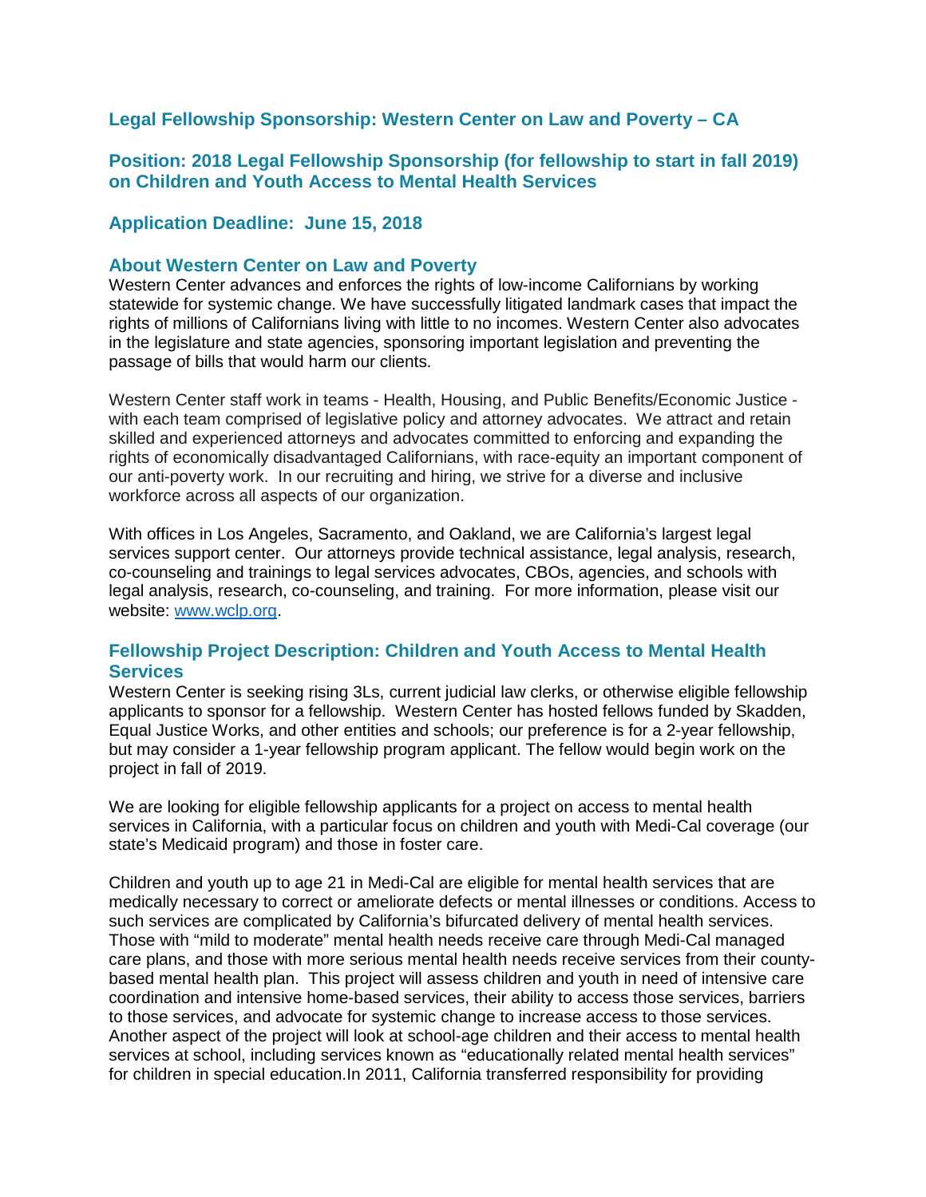## Legal Fellowship Sponsorship: Western Center on Law and Poverty – CA

## Position: 2018 Legal Fellowship Sponsorship (for fellowship to start in fall 2019) on Children and Youth Access to Mental Health Services

## Application Deadline: June 15, 2018

### About Western Center on Law and Poverty

Western Center advances and enforces the rights of low-income Californians by working statewide for systemic change. We have successfully litigated landmark cases that impact the rights of millions of Californians living with little to no incomes. Western Center also advocates in the legislature and state agencies, sponsoring important legislation and preventing the passage of bills that would harm our clients.

Western Center staff work in teams - Health, Housing, and Public Benefits/Economic Justice - with each team comprised of legislative policy and attorney advocates. We attract and retain skilled and experienced attorneys and advocates committed to enforcing and expanding the rights of economically disadvantaged Californians, with race-equity an important component of our anti-poverty work. In our recruiting and hiring, we strive for a diverse and inclusive workforce across all aspects of our organization.

With offices in Los Angeles, Sacramento, and Oakland, we are California's largest legal services support center. Our attorneys provide technical assistance, legal analysis, research, co-counseling and trainings to legal services advocates, CBOs, agencies, and schools with legal analysis, research, co-counseling, and training. For more information, please visit our website: [www.wclp.org](http://www.wclp.org).

### Fellowship Project Description: Children and Youth Access to Mental Health Services

Western Center is seeking rising 3Ls, current judicial law clerks, or otherwise eligible fellowship applicants to sponsor for a fellowship. Western Center has hosted fellows funded by Skadden, Equal Justice Works, and other entities and schools; our preference is for a 2-year fellowship, but may consider a 1-year fellowship program applicant. The fellow would begin work on the project in fall of 2019.

We are looking for eligible fellowship applicants for a project on access to mental health services in California, with a particular focus on children and youth with Medi-Cal coverage (our state's Medicaid program) and those in foster care.

Children and youth up to age 21 in Medi-Cal are eligible for mental health services that are medically necessary to correct or ameliorate defects or mental illnesses or conditions. Access to such services are complicated by California's bifurcated delivery of mental health services. Those with "mild to moderate" mental health needs receive care through Medi-Cal managed care plans, and those with more serious mental health needs receive services from their county-based mental health plan. This project will assess children and youth in need of intensive care coordination and intensive home-based services, their ability to access those services, barriers to those services, and advocate for systemic change to increase access to those services. Another aspect of the project will look at school-age children and their access to mental health services at school, including services known as "educationally related mental health services" for children in special education.In 2011, California transferred responsibility for providing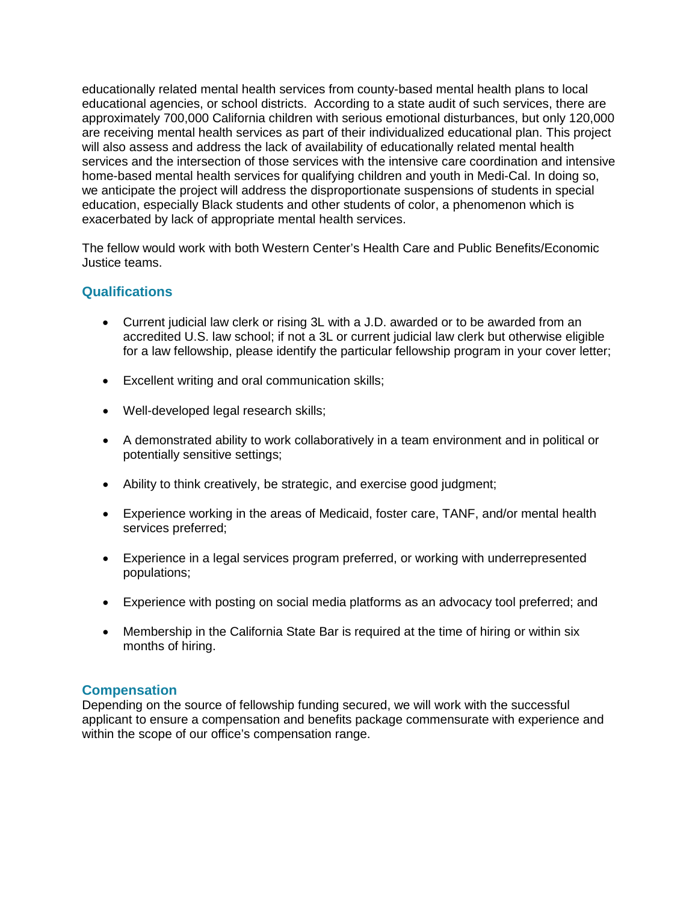educationally related mental health services from county-based mental health plans to local educational agencies, or school districts. According to a state audit of such services, there are approximately 700,000 California children with serious emotional disturbances, but only 120,000 are receiving mental health services as part of their individualized educational plan. This project will also assess and address the lack of availability of educationally related mental health services and the intersection of those services with the intensive care coordination and intensive home-based mental health services for qualifying children and youth in Medi-Cal. In doing so, we anticipate the project will address the disproportionate suspensions of students in special education, especially Black students and other students of color, a phenomenon which is exacerbated by lack of appropriate mental health services.

The fellow would work with both Western Center's Health Care and Public Benefits/Economic Justice teams.

## Qualifications

- Current judicial law clerk or rising 3L with a J.D. awarded or to be awarded from an accredited U.S. law school; if not a 3L or current judicial law clerk but otherwise eligible for a law fellowship, please identify the particular fellowship program in your cover letter;
- Excellent writing and oral communication skills;
- Well-developed legal research skills;
- A demonstrated ability to work collaboratively in a team environment and in political or potentially sensitive settings;
- Ability to think creatively, be strategic, and exercise good judgment;
- Experience working in the areas of Medicaid, foster care, TANF, and/or mental health services preferred;
- Experience in a legal services program preferred, or working with underrepresented populations;
- Experience with posting on social media platforms as an advocacy tool preferred; and
- Membership in the California State Bar is required at the time of hiring or within six months of hiring.

## Compensation

Depending on the source of fellowship funding secured, we will work with the successful applicant to ensure a compensation and benefits package commensurate with experience and within the scope of our office's compensation range.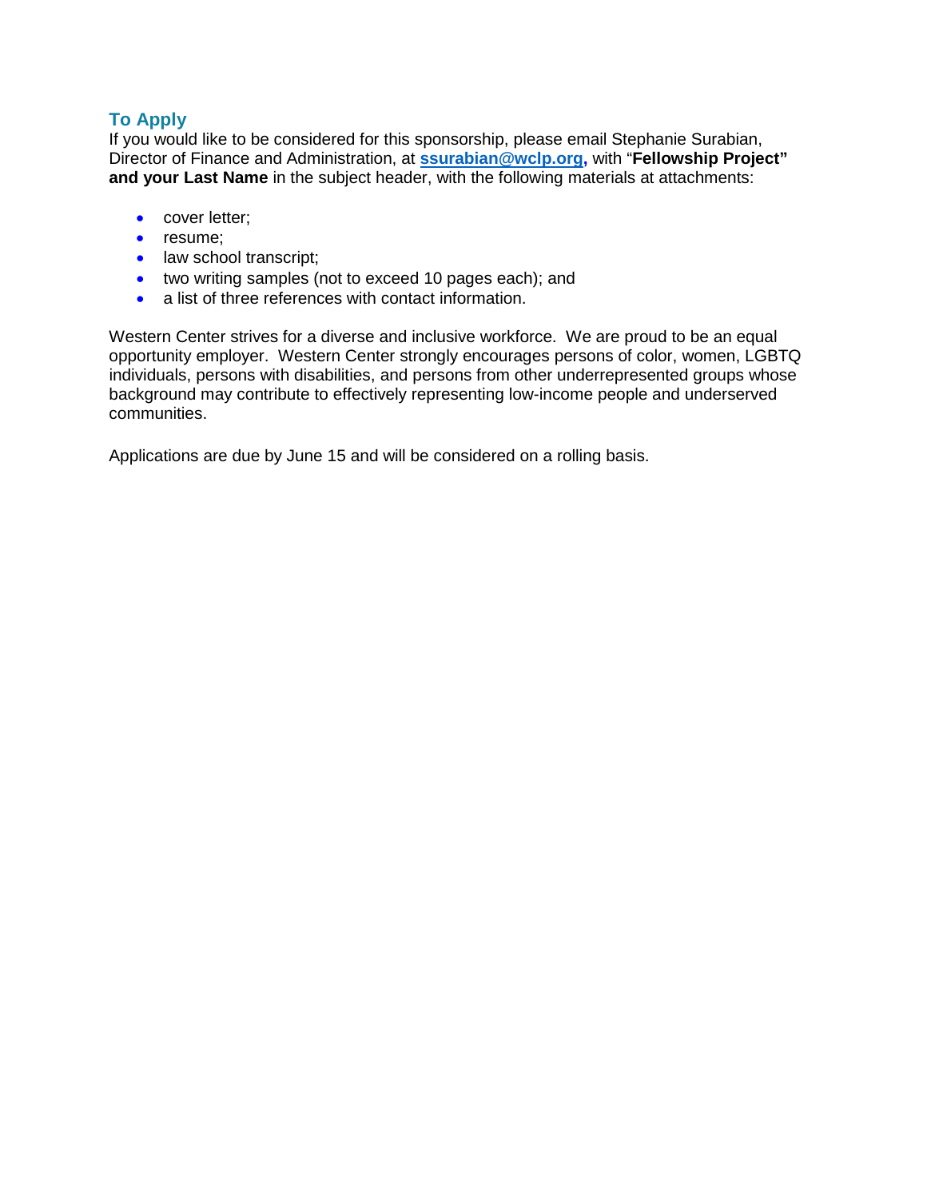## To Apply

If you would like to be considered for this sponsorship, please email Stephanie Surabian, Director of Finance and Administration, at **ssurabian@wclp.org,** with "**Fellowship Project" and your Last Name** in the subject header, with the following materials at attachments:

- cover letter;
- resume;
- law school transcript;
- two writing samples (not to exceed 10 pages each); and
- a list of three references with contact information.

Western Center strives for a diverse and inclusive workforce. We are proud to be an equal opportunity employer. Western Center strongly encourages persons of color, women, LGBTQ individuals, persons with disabilities, and persons from other underrepresented groups whose background may contribute to effectively representing low-income people and underserved communities.

Applications are due by June 15 and will be considered on a rolling basis.